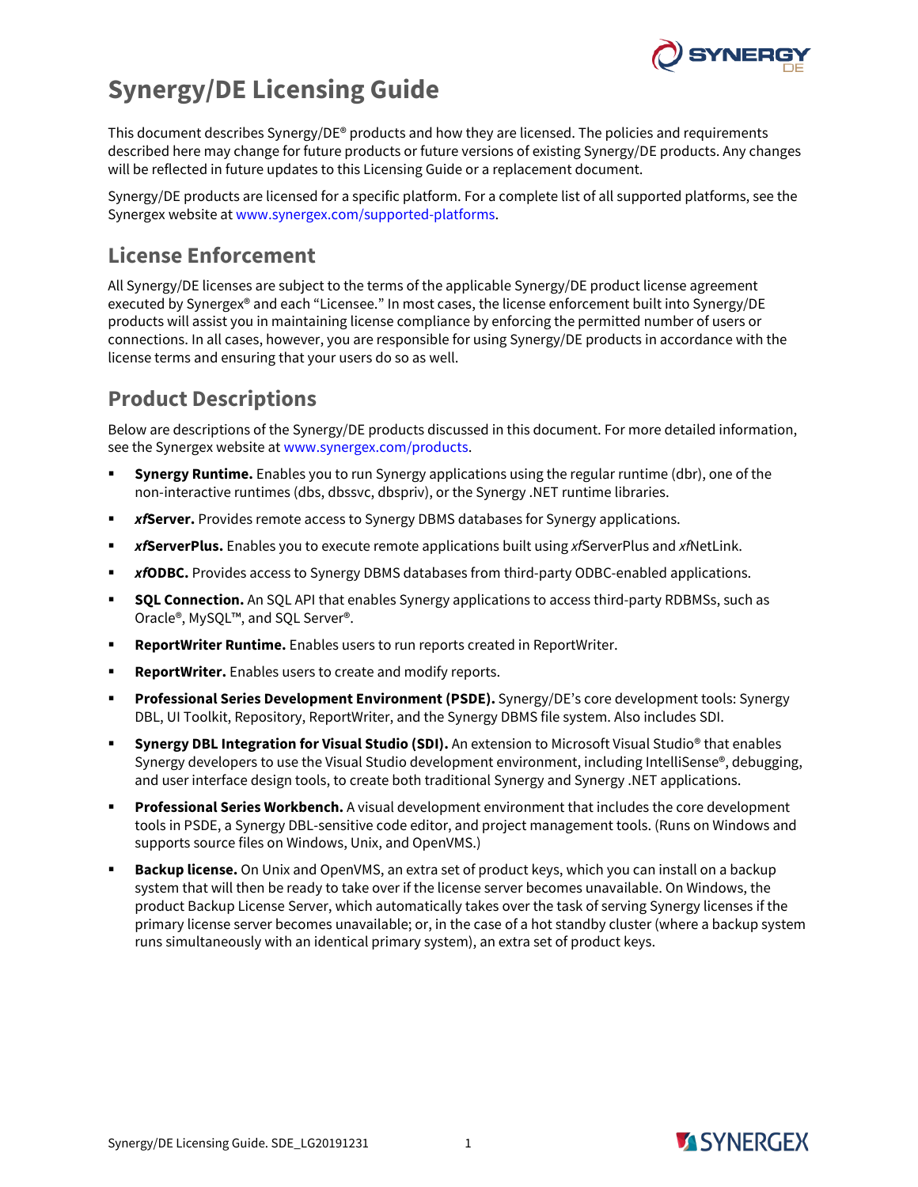# Synergy/DE Licensing Guide

This document describes Synergy/DE® products and how they are licensed. The policies and requirements described here may change for future products or future versions of existing Synergy/DE products. Any changes will be reflected in future updates to this Licensing Guide or a replacement document.

Synergy/DE products are licensed for a specific platform. For a complete list of all supported platforms, see the Synergex website at www.synergex.com/supported-platforms.

## License Enforcement

All Synergy/DE licenses are subject to the terms of the applicable Synergy/DE product license agreement executed by Synergex® and each "Licensee." In most cases, the license enforcement built into Synergy/DE products will assist you in maintaining license compliance by enforcing the permitted number of users or connections. In all cases, however, you are responsible for using Synergy/DE products in accordance with the license terms and ensuring that your users do so as well.

## Product Descriptions

Below are descriptions of the Synergy/DE products discussed in this document. For more detailed information, see the Synergex website at www.synergex.com/products.

- **Synergy Runtime.** Enables you to run Synergy applications using the regular runtime (dbr), one of the non-interactive runtimes (dbs, dbssvc, dbspriv), or the Synergy .NET runtime libraries.
- ***xf*Server.** Provides remote access to Synergy DBMS databases for Synergy applications.
- ***xf*ServerPlus.** Enables you to execute remote applications built using *xf*ServerPlus and *xf*NetLink.
- ***xf*ODBC.** Provides access to Synergy DBMS databases from third-party ODBC-enabled applications.
- **SQL Connection.** An SQL API that enables Synergy applications to access third-party RDBMSs, such as Oracle®, MySQL™, and SQL Server®.
- **ReportWriter Runtime.** Enables users to run reports created in ReportWriter.
- **ReportWriter.** Enables users to create and modify reports.
- **Professional Series Development Environment (PSDE).** Synergy/DE's core development tools: Synergy DBL, UI Toolkit, Repository, ReportWriter, and the Synergy DBMS file system. Also includes SDI.
- **Synergy DBL Integration for Visual Studio (SDI).** An extension to Microsoft Visual Studio® that enables Synergy developers to use the Visual Studio development environment, including IntelliSense®, debugging, and user interface design tools, to create both traditional Synergy and Synergy .NET applications.
- **Professional Series Workbench.** A visual development environment that includes the core development tools in PSDE, a Synergy DBL-sensitive code editor, and project management tools. (Runs on Windows and supports source files on Windows, Unix, and OpenVMS.)
- **Backup license.** On Unix and OpenVMS, an extra set of product keys, which you can install on a backup system that will then be ready to take over if the license server becomes unavailable. On Windows, the product Backup License Server, which automatically takes over the task of serving Synergy licenses if the primary license server becomes unavailable; or, in the case of a hot standby cluster (where a backup system runs simultaneously with an identical primary system), an extra set of product keys.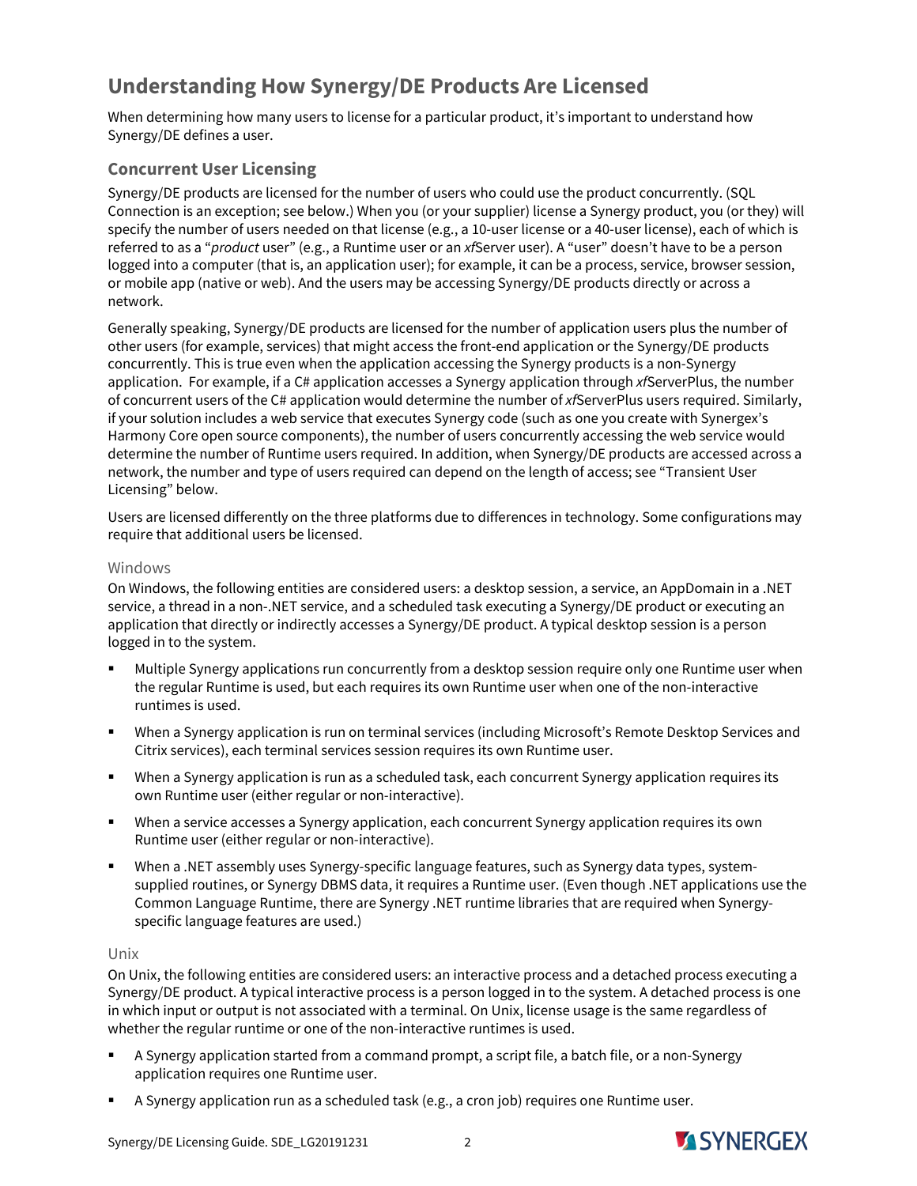# Understanding How Synergy/DE Products Are Licensed

When determining how many users to license for a particular product, it's important to understand how Synergy/DE defines a user.

## Concurrent User Licensing

Synergy/DE products are licensed for the number of users who could use the product concurrently. (SQL Connection is an exception; see below.) When you (or your supplier) license a Synergy product, you (or they) will specify the number of users needed on that license (e.g., a 10-user license or a 40-user license), each of which is referred to as a "*product* user" (e.g., a Runtime user or an *xf*Server user). A "user" doesn't have to be a person logged into a computer (that is, an application user); for example, it can be a process, service, browser session, or mobile app (native or web). And the users may be accessing Synergy/DE products directly or across a network.

Generally speaking, Synergy/DE products are licensed for the number of application users plus the number of other users (for example, services) that might access the front-end application or the Synergy/DE products concurrently. This is true even when the application accessing the Synergy products is a non-Synergy application. For example, if a C# application accesses a Synergy application through *xf*ServerPlus, the number of concurrent users of the C# application would determine the number of *xf*ServerPlus users required. Similarly, if your solution includes a web service that executes Synergy code (such as one you create with Synergex's Harmony Core open source components), the number of users concurrently accessing the web service would determine the number of Runtime users required. In addition, when Synergy/DE products are accessed across a network, the number and type of users required can depend on the length of access; see "Transient User Licensing" below.

Users are licensed differently on the three platforms due to differences in technology. Some configurations may require that additional users be licensed.

### Windows

On Windows, the following entities are considered users: a desktop session, a service, an AppDomain in a .NET service, a thread in a non-.NET service, and a scheduled task executing a Synergy/DE product or executing an application that directly or indirectly accesses a Synergy/DE product. A typical desktop session is a person logged in to the system.

- Multiple Synergy applications run concurrently from a desktop session require only one Runtime user when the regular Runtime is used, but each requires its own Runtime user when one of the non-interactive runtimes is used.
- When a Synergy application is run on terminal services (including Microsoft's Remote Desktop Services and Citrix services), each terminal services session requires its own Runtime user.
- When a Synergy application is run as a scheduled task, each concurrent Synergy application requires its own Runtime user (either regular or non-interactive).
- When a service accesses a Synergy application, each concurrent Synergy application requires its own Runtime user (either regular or non-interactive).
- When a .NET assembly uses Synergy-specific language features, such as Synergy data types, system-supplied routines, or Synergy DBMS data, it requires a Runtime user. (Even though .NET applications use the Common Language Runtime, there are Synergy .NET runtime libraries that are required when Synergy-specific language features are used.)

### Unix

On Unix, the following entities are considered users: an interactive process and a detached process executing a Synergy/DE product. A typical interactive process is a person logged in to the system. A detached process is one in which input or output is not associated with a terminal. On Unix, license usage is the same regardless of whether the regular runtime or one of the non-interactive runtimes is used.

- A Synergy application started from a command prompt, a script file, a batch file, or a non-Synergy application requires one Runtime user.
- A Synergy application run as a scheduled task (e.g., a cron job) requires one Runtime user.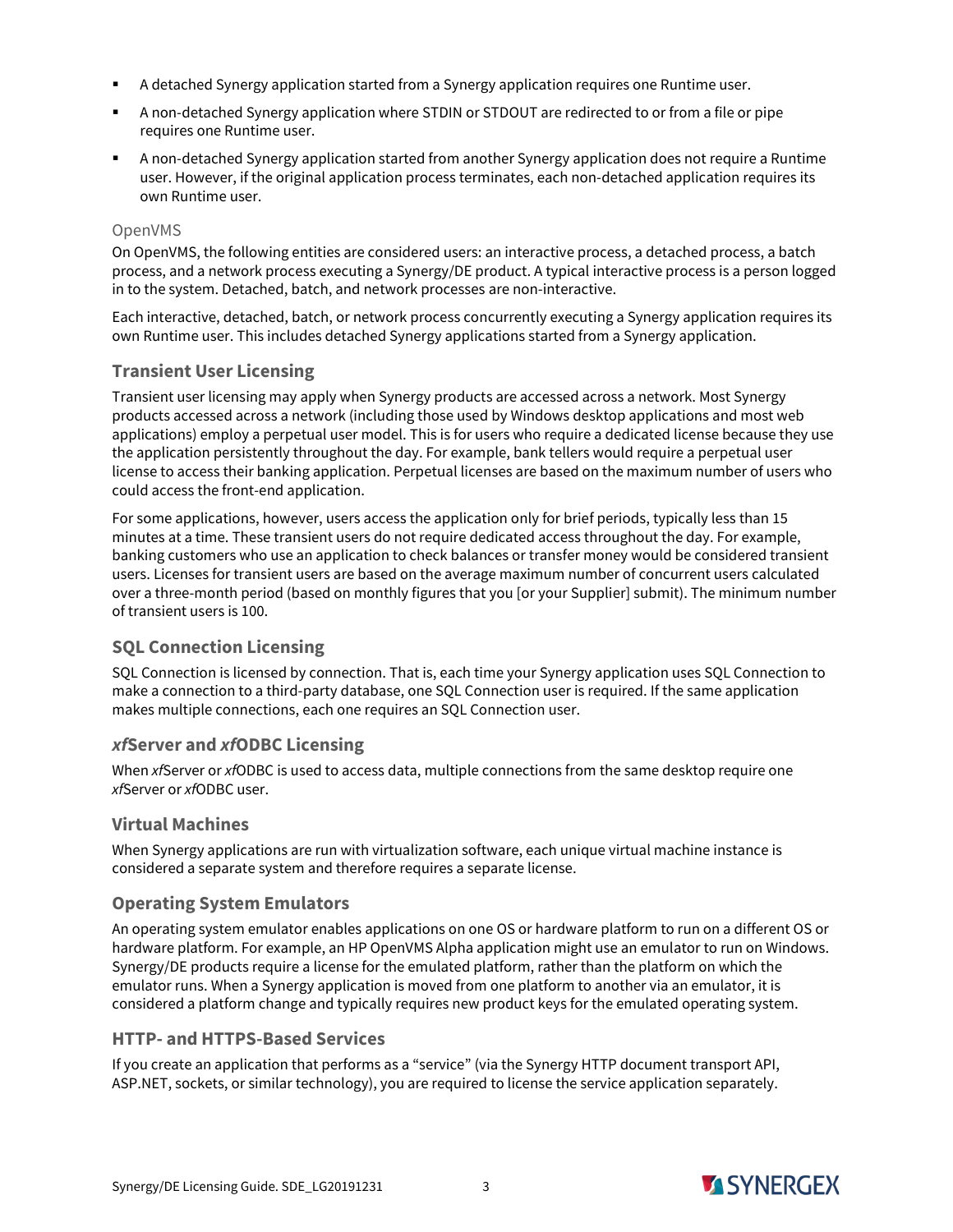- A detached Synergy application started from a Synergy application requires one Runtime user.
- A non-detached Synergy application where STDIN or STDOUT are redirected to or from a file or pipe requires one Runtime user.
- A non-detached Synergy application started from another Synergy application does not require a Runtime user. However, if the original application process terminates, each non-detached application requires its own Runtime user.

#### OpenVMS

On OpenVMS, the following entities are considered users: an interactive process, a detached process, a batch process, and a network process executing a Synergy/DE product. A typical interactive process is a person logged in to the system. Detached, batch, and network processes are non-interactive.

Each interactive, detached, batch, or network process concurrently executing a Synergy application requires its own Runtime user. This includes detached Synergy applications started from a Synergy application.

### Transient User Licensing

Transient user licensing may apply when Synergy products are accessed across a network. Most Synergy products accessed across a network (including those used by Windows desktop applications and most web applications) employ a perpetual user model. This is for users who require a dedicated license because they use the application persistently throughout the day. For example, bank tellers would require a perpetual user license to access their banking application. Perpetual licenses are based on the maximum number of users who could access the front-end application.

For some applications, however, users access the application only for brief periods, typically less than 15 minutes at a time. These transient users do not require dedicated access throughout the day. For example, banking customers who use an application to check balances or transfer money would be considered transient users. Licenses for transient users are based on the average maximum number of concurrent users calculated over a three-month period (based on monthly figures that you [or your Supplier] submit). The minimum number of transient users is 100.

### SQL Connection Licensing

SQL Connection is licensed by connection. That is, each time your Synergy application uses SQL Connection to make a connection to a third-party database, one SQL Connection user is required. If the same application makes multiple connections, each one requires an SQL Connection user.

### *xf*Server and *xf*ODBC Licensing

When *xf*Server or *xf*ODBC is used to access data, multiple connections from the same desktop require one *xf*Server or *xf*ODBC user.

### Virtual Machines

When Synergy applications are run with virtualization software, each unique virtual machine instance is considered a separate system and therefore requires a separate license.

### Operating System Emulators

An operating system emulator enables applications on one OS or hardware platform to run on a different OS or hardware platform. For example, an HP OpenVMS Alpha application might use an emulator to run on Windows. Synergy/DE products require a license for the emulated platform, rather than the platform on which the emulator runs. When a Synergy application is moved from one platform to another via an emulator, it is considered a platform change and typically requires new product keys for the emulated operating system.

### HTTP- and HTTPS-Based Services

If you create an application that performs as a “service” (via the Synergy HTTP document transport API, ASP.NET, sockets, or similar technology), you are required to license the service application separately.